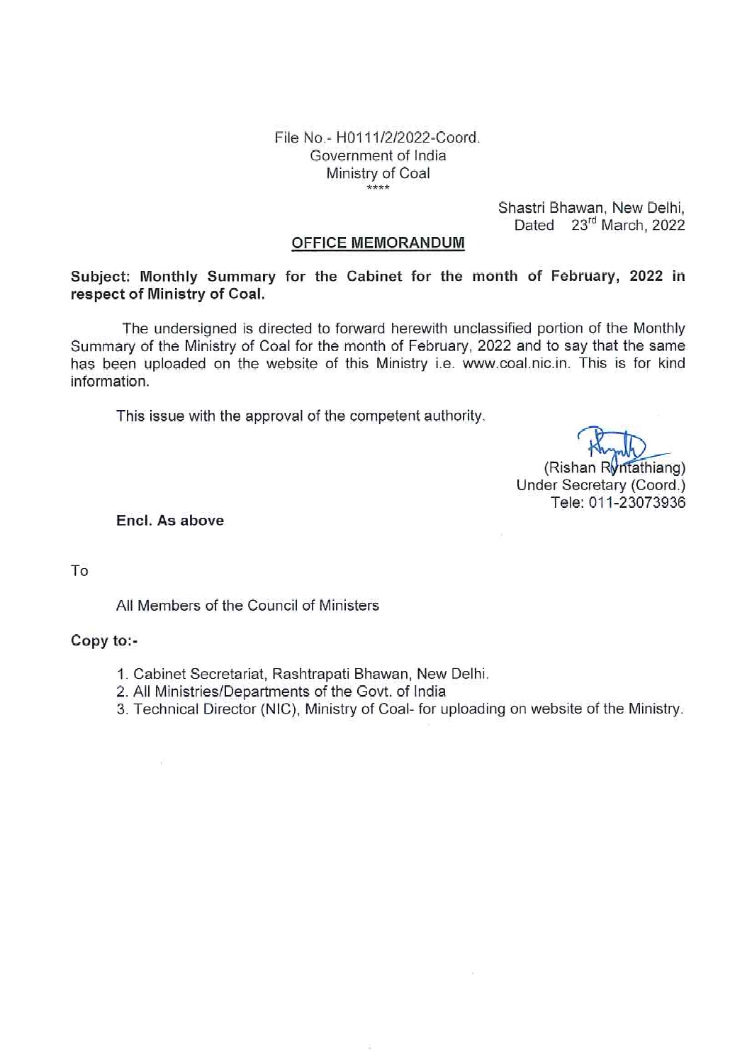File No.- H0111/2/2022-Coord.
Government of India
Ministry of Coal
\*\*\*\*

Shastri Bhawan, New Delhi,
Dated 23rd March, 2022

## OFFICE MEMORANDUM

**Subject: Monthly Summary for the Cabinet for the month of February, 2022 in respect of Ministry of Coal.**

The undersigned is directed to forward herewith unclassified portion of the Monthly Summary of the Ministry of Coal for the month of February, 2022 and to say that the same has been uploaded on the website of this Ministry i.e. www.coal.nic.in. This is for kind information.

This issue with the approval of the competent authority.

(Rishan Ryntathiang)
Under Secretary (Coord.)
Tele: 011-23073936

**Encl. As above**

To

All Members of the Council of Ministers

**Copy to:-**

1. Cabinet Secretariat, Rashtrapati Bhawan, New Delhi.
2. All Ministries/Departments of the Govt. of India
3. Technical Director (NIC), Ministry of Coal- for uploading on website of the Ministry.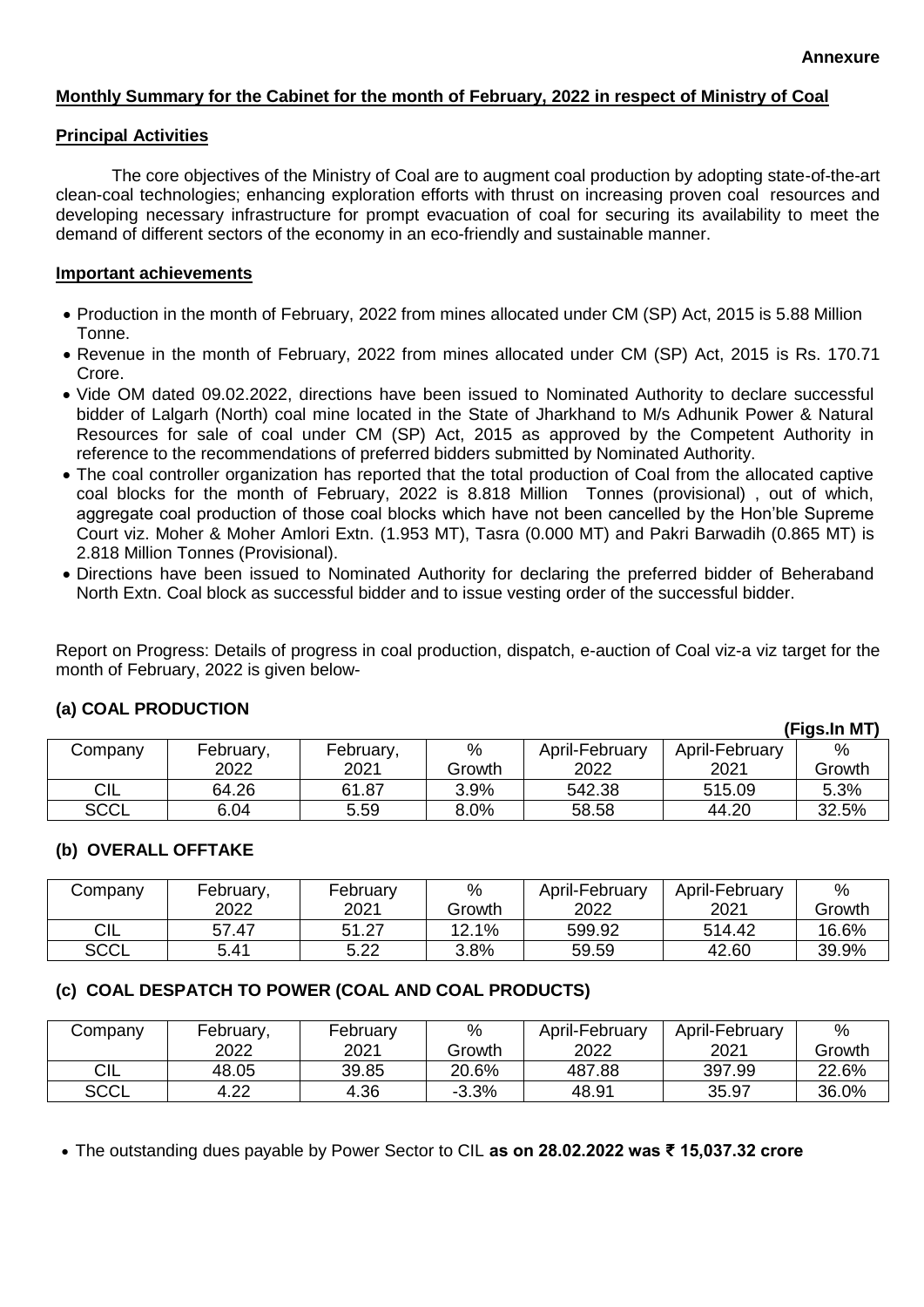**Annexure**

## Monthly Summary for the Cabinet for the month of February, 2022 in respect of Ministry of Coal

### Principal Activities

The core objectives of the Ministry of Coal are to augment coal production by adopting state-of-the-art clean-coal technologies; enhancing exploration efforts with thrust on increasing proven coal resources and developing necessary infrastructure for prompt evacuation of coal for securing its availability to meet the demand of different sectors of the economy in an eco-friendly and sustainable manner.

### Important achievements

- Production in the month of February, 2022 from mines allocated under CM (SP) Act, 2015 is 5.88 Million Tonne.
- Revenue in the month of February, 2022 from mines allocated under CM (SP) Act, 2015 is Rs. 170.71 Crore.
- Vide OM dated 09.02.2022, directions have been issued to Nominated Authority to declare successful bidder of Lalgarh (North) coal mine located in the State of Jharkhand to M/s Adhunik Power & Natural Resources for sale of coal under CM (SP) Act, 2015 as approved by the Competent Authority in reference to the recommendations of preferred bidders submitted by Nominated Authority.
- The coal controller organization has reported that the total production of Coal from the allocated captive coal blocks for the month of February, 2022 is 8.818 Million Tonnes (provisional) , out of which, aggregate coal production of those coal blocks which have not been cancelled by the Hon'ble Supreme Court viz. Moher & Moher Amlori Extn. (1.953 MT), Tasra (0.000 MT) and Pakri Barwadih (0.865 MT) is 2.818 Million Tonnes (Provisional).
- Directions have been issued to Nominated Authority for declaring the preferred bidder of Beheraband North Extn. Coal block as successful bidder and to issue vesting order of the successful bidder.

Report on Progress: Details of progress in coal production, dispatch, e-auction of Coal viz-a viz target for the month of February, 2022 is given below-

### (a) COAL PRODUCTION

**(Figs.In MT)**

| Company | February, 2022 | February, 2021 | % Growth | April-February 2022 | April-February 2021 | % Growth |
|---|---|---|---|---|---|---|
| CIL | 64.26 | 61.87 | 3.9% | 542.38 | 515.09 | 5.3% |
| SCCL | 6.04 | 5.59 | 8.0% | 58.58 | 44.20 | 32.5% |

### (b) OVERALL OFFTAKE

| Company | February, 2022 | February 2021 | % Growth | April-February 2022 | April-February 2021 | % Growth |
|---|---|---|---|---|---|---|
| CIL | 57.47 | 51.27 | 12.1% | 599.92 | 514.42 | 16.6% |
| SCCL | 5.41 | 5.22 | 3.8% | 59.59 | 42.60 | 39.9% |

### (c) COAL DESPATCH TO POWER (COAL AND COAL PRODUCTS)

| Company | February, 2022 | February 2021 | % Growth | April-February 2022 | April-February 2021 | % Growth |
|---|---|---|---|---|---|---|
| CIL | 48.05 | 39.85 | 20.6% | 487.88 | 397.99 | 22.6% |
| SCCL | 4.22 | 4.36 | -3.3% | 48.91 | 35.97 | 36.0% |

- The outstanding dues payable by Power Sector to CIL **as on 28.02.2022 was ₹ 15,037.32 crore**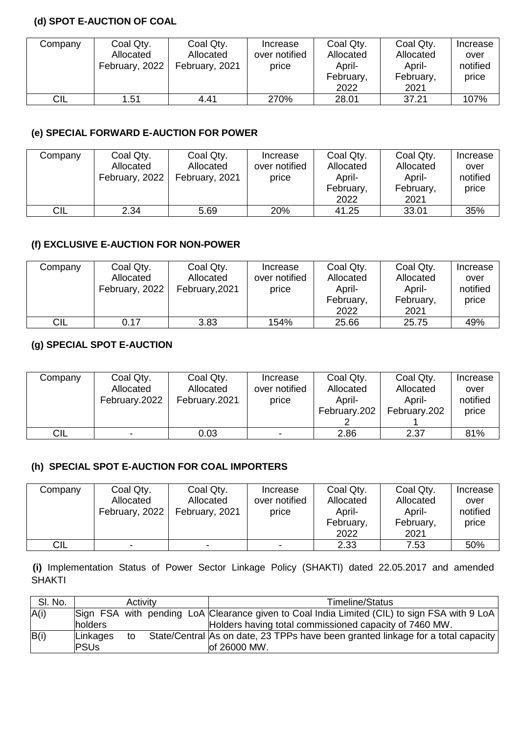#### (d) SPOT E-AUCTION OF COAL

| Company | Coal Qty. Allocated February, 2022 | Coal Qty. Allocated February, 2021 | Increase over notified price | Coal Qty. Allocated April-February, 2022 | Coal Qty. Allocated April-February, 2021 | Increase over notified price |
|---|---|---|---|---|---|---|
| CIL | 1.51 | 4.41 | 270% | 28.01 | 37.21 | 107% |

#### (e) SPECIAL FORWARD E-AUCTION FOR POWER

| Company | Coal Qty. Allocated February, 2022 | Coal Qty. Allocated February, 2021 | Increase over notified price | Coal Qty. Allocated April-February, 2022 | Coal Qty. Allocated April-February, 2021 | Increase over notified price |
|---|---|---|---|---|---|---|
| CIL | 2.34 | 5.69 | 20% | 41.25 | 33.01 | 35% |

#### (f) EXCLUSIVE E-AUCTION FOR NON-POWER

| Company | Coal Qty. Allocated February, 2022 | Coal Qty. Allocated February,2021 | Increase over notified price | Coal Qty. Allocated April-February, 2022 | Coal Qty. Allocated April-February, 2021 | Increase over notified price |
|---|---|---|---|---|---|---|
| CIL | 0.17 | 3.83 | 154% | 25.66 | 25.75 | 49% |

#### (g) SPECIAL SPOT E-AUCTION

| Company | Coal Qty. Allocated February.2022 | Coal Qty. Allocated February.2021 | Increase over notified price | Coal Qty. Allocated April-February.2022 | Coal Qty. Allocated April-February.2021 | Increase over notified price |
|---|---|---|---|---|---|---|
| CIL | - | 0.03 | - | 2.86 | 2.37 | 81% |

#### (h) SPECIAL SPOT E-AUCTION FOR COAL IMPORTERS

| Company | Coal Qty. Allocated February, 2022 | Coal Qty. Allocated February, 2021 | Increase over notified price | Coal Qty. Allocated April-February, 2022 | Coal Qty. Allocated April-February, 2021 | Increase over notified price |
|---|---|---|---|---|---|---|
| CIL | - | - | - | 2.33 | 7.53 | 50% |

**(i)** Implementation Status of Power Sector Linkage Policy (SHAKTI) dated 22.05.2017 and amended SHAKTI

| Sl. No. | Activity | Timeline/Status |
|---|---|---|
| A(i) | Sign FSA with pending LoA holders | Clearance given to Coal India Limited (CIL) to sign FSA with 9 LoA Holders having total commissioned capacity of 7460 MW. |
| B(i) | Linkages to State/Central PSUs | As on date, 23 TPPs have been granted linkage for a total capacity of 26000 MW. |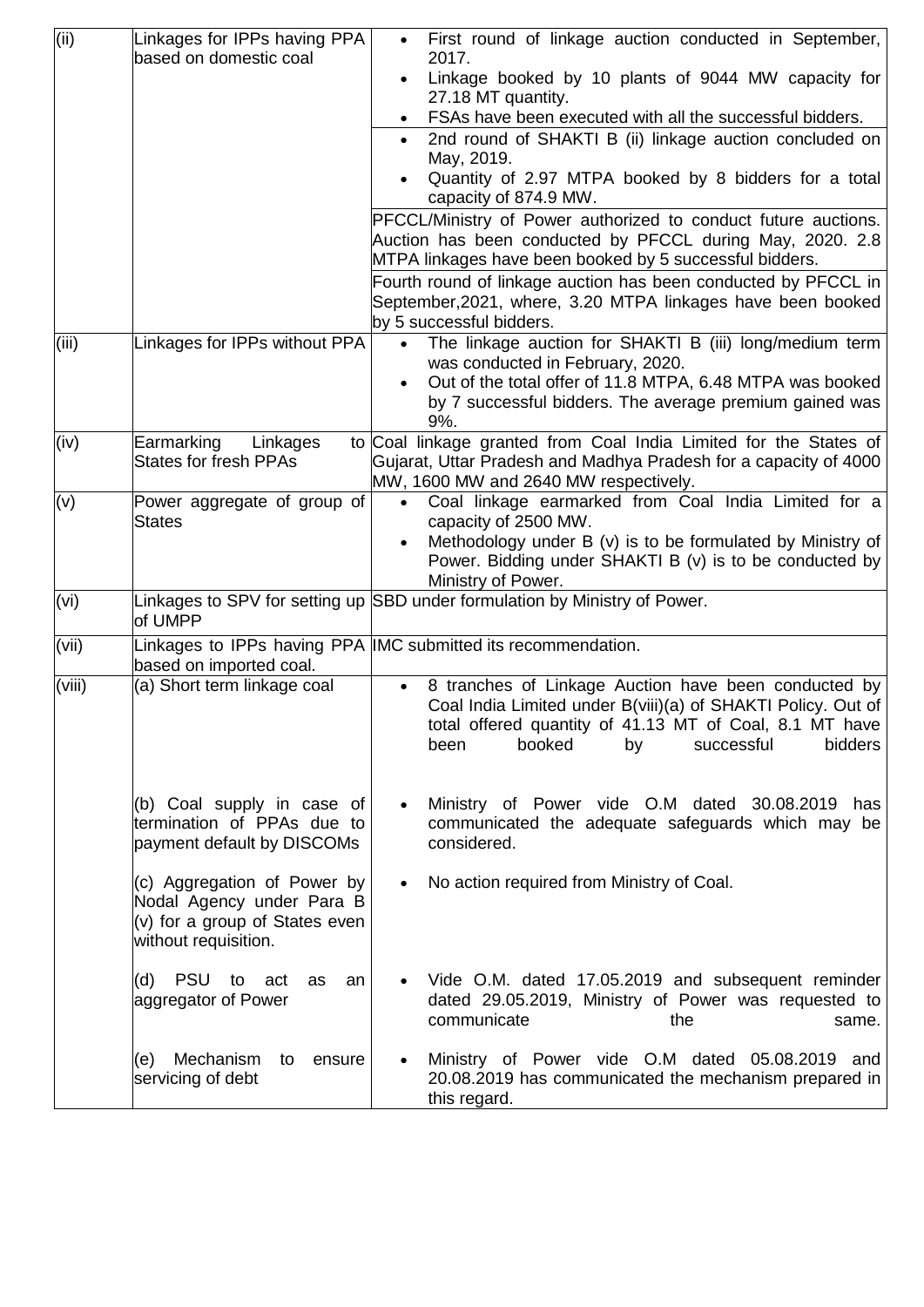| | | |
|---|---|---|
| (ii) | Linkages for IPPs having PPA based on domestic coal | • First round of linkage auction conducted in September, 2017.<br>• Linkage booked by 10 plants of 9044 MW capacity for 27.18 MT quantity.<br>• FSAs have been executed with all the successful bidders.<br>• 2nd round of SHAKTI B (ii) linkage auction concluded on May, 2019.<br>• Quantity of 2.97 MTPA booked by 8 bidders for a total capacity of 874.9 MW.<br>PFCCL/Ministry of Power authorized to conduct future auctions. Auction has been conducted by PFCCL during May, 2020. 2.8 MTPA linkages have been booked by 5 successful bidders.<br>Fourth round of linkage auction has been conducted by PFCCL in September,2021, where, 3.20 MTPA linkages have been booked by 5 successful bidders. |
| (iii) | Linkages for IPPs without PPA | • The linkage auction for SHAKTI B (iii) long/medium term was conducted in February, 2020.<br>• Out of the total offer of 11.8 MTPA, 6.48 MTPA was booked by 7 successful bidders. The average premium gained was 9%. |
| (iv) | Earmarking Linkages to States for fresh PPAs | Coal linkage granted from Coal India Limited for the States of Gujarat, Uttar Pradesh and Madhya Pradesh for a capacity of 4000 MW, 1600 MW and 2640 MW respectively. |
| (v) | Power aggregate of group of States | • Coal linkage earmarked from Coal India Limited for a capacity of 2500 MW.<br>• Methodology under B (v) is to be formulated by Ministry of Power. Bidding under SHAKTI B (v) is to be conducted by Ministry of Power. |
| (vi) | Linkages to SPV for setting up of UMPP | SBD under formulation by Ministry of Power. |
| (vii) | Linkages to IPPs having PPA based on imported coal. | IMC submitted its recommendation. |
| (viii) | (a) Short term linkage coal | • 8 tranches of Linkage Auction have been conducted by Coal India Limited under B(viii)(a) of SHAKTI Policy. Out of total offered quantity of 41.13 MT of Coal, 8.1 MT have been booked by successful bidders |
| | (b) Coal supply in case of termination of PPAs due to payment default by DISCOMs | • Ministry of Power vide O.M dated 30.08.2019 has communicated the adequate safeguards which may be considered. |
| | (c) Aggregation of Power by Nodal Agency under Para B (v) for a group of States even without requisition. | • No action required from Ministry of Coal. |
| | (d) PSU to act as an aggregator of Power | • Vide O.M. dated 17.05.2019 and subsequent reminder dated 29.05.2019, Ministry of Power was requested to communicate the same. |
| | (e) Mechanism to ensure servicing of debt | • Ministry of Power vide O.M dated 05.08.2019 and 20.08.2019 has communicated the mechanism prepared in this regard. |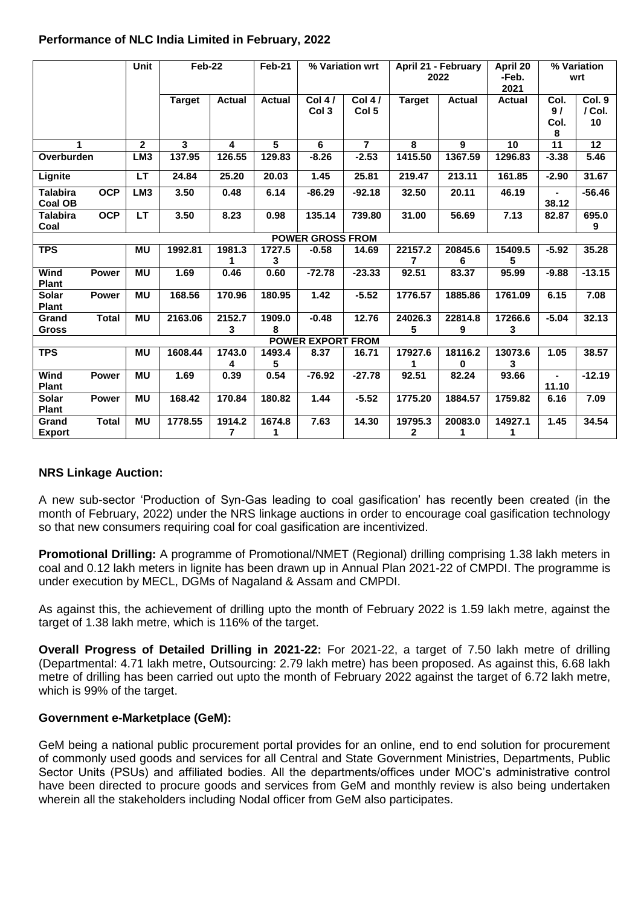**Performance of NLC India Limited in February, 2022**

| | Unit | Feb-22 | | Feb-21 | % Variation wrt | | April 21 - February 2022 | | April 20 -Feb. 2021 | % Variation wrt | |
|---|---|---|---|---|---|---|---|---|---|---|---|
| | | Target | Actual | Actual | Col 4 / Col 3 | Col 4 / Col 5 | Target | Actual | Actual | Col. 9 / Col. 8 | Col. 9 / Col. 10 |
| 1 | 2 | 3 | 4 | 5 | 6 | 7 | 8 | 9 | 10 | 11 | 12 |
| Overburden | LM3 | 137.95 | 126.55 | 129.83 | -8.26 | -2.53 | 1415.50 | 1367.59 | 1296.83 | -3.38 | 5.46 |
| Lignite | LT | 24.84 | 25.20 | 20.03 | 1.45 | 25.81 | 219.47 | 213.11 | 161.85 | -2.90 | 31.67 |
| Talabira OCP Coal OB | LM3 | 3.50 | 0.48 | 6.14 | -86.29 | -92.18 | 32.50 | 20.11 | 46.19 | -38.12 | -56.46 |
| Talabira OCP Coal | LT | 3.50 | 8.23 | 0.98 | 135.14 | 739.80 | 31.00 | 56.69 | 7.13 | 82.87 | 695.09 |
| **POWER GROSS FROM** | | | | | | | | | | | |
| TPS | MU | 1992.81 | 1981.31 | 1727.53 | -0.58 | 14.69 | 22157.27 | 20845.66 | 15409.55 | -5.92 | 35.28 |
| Wind Power Plant | MU | 1.69 | 0.46 | 0.60 | -72.78 | -23.33 | 92.51 | 83.37 | 95.99 | -9.88 | -13.15 |
| Solar Power Plant | MU | 168.56 | 170.96 | 180.95 | 1.42 | -5.52 | 1776.57 | 1885.86 | 1761.09 | 6.15 | 7.08 |
| Grand Total Gross | MU | 2163.06 | 2152.73 | 1909.08 | -0.48 | 12.76 | 24026.35 | 22814.89 | 17266.63 | -5.04 | 32.13 |
| **POWER EXPORT FROM** | | | | | | | | | | | |
| TPS | MU | 1608.44 | 1743.04 | 1493.45 | 8.37 | 16.71 | 17927.61 | 18116.20 | 13073.63 | 1.05 | 38.57 |
| Wind Power Plant | MU | 1.69 | 0.39 | 0.54 | -76.92 | -27.78 | 92.51 | 82.24 | 93.66 | -11.10 | -12.19 |
| Solar Power Plant | MU | 168.42 | 170.84 | 180.82 | 1.44 | -5.52 | 1775.20 | 1884.57 | 1759.82 | 6.16 | 7.09 |
| Grand Total Export | MU | 1778.55 | 1914.27 | 1674.81 | 7.63 | 14.30 | 19795.32 | 20083.01 | 14927.11 | 1.45 | 34.54 |

**NRS Linkage Auction:**

A new sub-sector 'Production of Syn-Gas leading to coal gasification' has recently been created (in the month of February, 2022) under the NRS linkage auctions in order to encourage coal gasification technology so that new consumers requiring coal for coal gasification are incentivized.

**Promotional Drilling:** A programme of Promotional/NMET (Regional) drilling comprising 1.38 lakh meters in coal and 0.12 lakh meters in lignite has been drawn up in Annual Plan 2021-22 of CMPDI. The programme is under execution by MECL, DGMs of Nagaland & Assam and CMPDI.

As against this, the achievement of drilling upto the month of February 2022 is 1.59 lakh metre, against the target of 1.38 lakh metre, which is 116% of the target.

**Overall Progress of Detailed Drilling in 2021-22:** For 2021-22, a target of 7.50 lakh metre of drilling (Departmental: 4.71 lakh metre, Outsourcing: 2.79 lakh metre) has been proposed. As against this, 6.68 lakh metre of drilling has been carried out upto the month of February 2022 against the target of 6.72 lakh metre, which is 99% of the target.

**Government e-Marketplace (GeM):**

GeM being a national public procurement portal provides for an online, end to end solution for procurement of commonly used goods and services for all Central and State Government Ministries, Departments, Public Sector Units (PSUs) and affiliated bodies. All the departments/offices under MOC's administrative control have been directed to procure goods and services from GeM and monthly review is also being undertaken wherein all the stakeholders including Nodal officer from GeM also participates.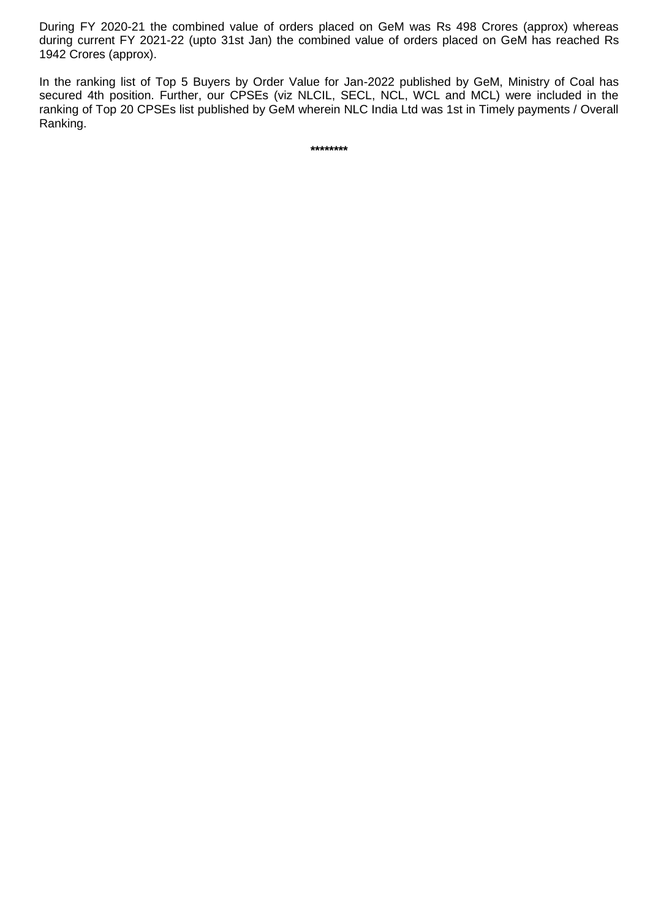During FY 2020-21 the combined value of orders placed on GeM was Rs 498 Crores (approx) whereas during current FY 2021-22 (upto 31st Jan) the combined value of orders placed on GeM has reached Rs 1942 Crores (approx).

In the ranking list of Top 5 Buyers by Order Value for Jan-2022 published by GeM, Ministry of Coal has secured 4th position. Further, our CPSEs (viz NLCIL, SECL, NCL, WCL and MCL) were included in the ranking of Top 20 CPSEs list published by GeM wherein NLC India Ltd was 1st in Timely payments / Overall Ranking.

********